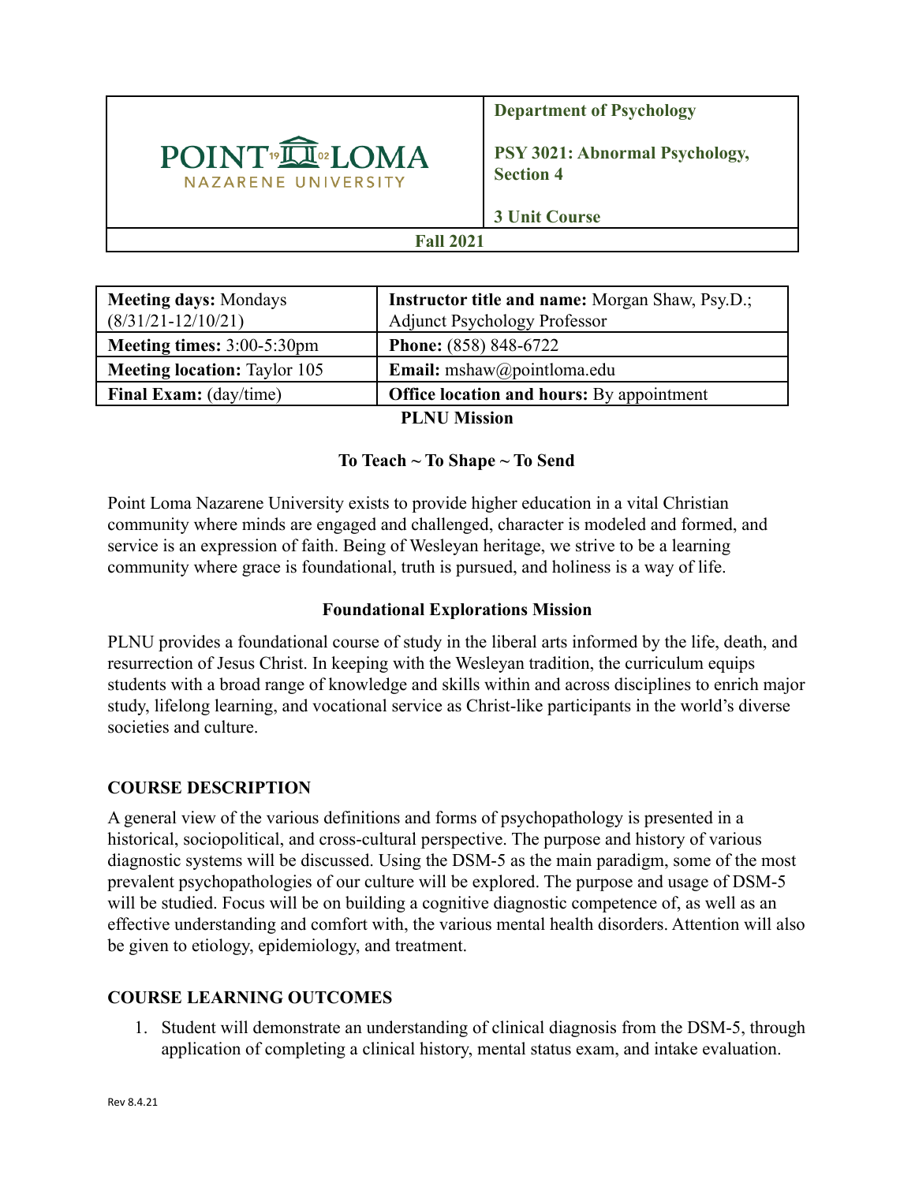| POINT LOMA NAZARENE UNIVERSITY | **Department of Psychology**<br><br>**PSY 3021: Abnormal Psychology, Section 4**<br><br>**3 Unit Course** |
|---|---|
| **Fall 2021** | |

| **Meeting days:** Mondays (8/31/21-12/10/21) | **Instructor title and name:** Morgan Shaw, Psy.D.; Adjunct Psychology Professor |
|---|---|
| **Meeting times:** 3:00-5:30pm | **Phone:** (858) 848-6722 |
| **Meeting location:** Taylor 105 | **Email:** mshaw@pointloma.edu |
| **Final Exam:** (day/time) | **Office location and hours:** By appointment |

## PLNU Mission

**To Teach ~ To Shape ~ To Send**

Point Loma Nazarene University exists to provide higher education in a vital Christian community where minds are engaged and challenged, character is modeled and formed, and service is an expression of faith. Being of Wesleyan heritage, we strive to be a learning community where grace is foundational, truth is pursued, and holiness is a way of life.

## Foundational Explorations Mission

PLNU provides a foundational course of study in the liberal arts informed by the life, death, and resurrection of Jesus Christ. In keeping with the Wesleyan tradition, the curriculum equips students with a broad range of knowledge and skills within and across disciplines to enrich major study, lifelong learning, and vocational service as Christ-like participants in the world's diverse societies and culture.

## COURSE DESCRIPTION

A general view of the various definitions and forms of psychopathology is presented in a historical, sociopolitical, and cross-cultural perspective. The purpose and history of various diagnostic systems will be discussed. Using the DSM-5 as the main paradigm, some of the most prevalent psychopathologies of our culture will be explored. The purpose and usage of DSM-5 will be studied. Focus will be on building a cognitive diagnostic competence of, as well as an effective understanding and comfort with, the various mental health disorders. Attention will also be given to etiology, epidemiology, and treatment.

## COURSE LEARNING OUTCOMES

1. Student will demonstrate an understanding of clinical diagnosis from the DSM-5, through application of completing a clinical history, mental status exam, and intake evaluation.

Rev 8.4.21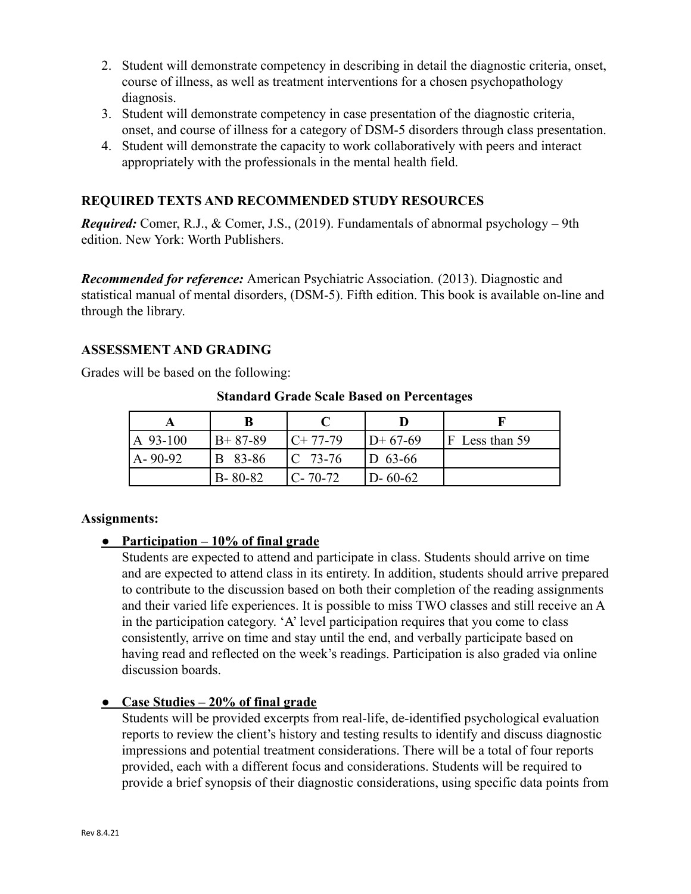2. Student will demonstrate competency in describing in detail the diagnostic criteria, onset, course of illness, as well as treatment interventions for a chosen psychopathology diagnosis.
3. Student will demonstrate competency in case presentation of the diagnostic criteria, onset, and course of illness for a category of DSM-5 disorders through class presentation.
4. Student will demonstrate the capacity to work collaboratively with peers and interact appropriately with the professionals in the mental health field.

## REQUIRED TEXTS AND RECOMMENDED STUDY RESOURCES

***Required:*** Comer, R.J., & Comer, J.S., (2019). Fundamentals of abnormal psychology – 9th edition. New York: Worth Publishers.

***Recommended for reference:*** American Psychiatric Association. (2013). Diagnostic and statistical manual of mental disorders, (DSM-5). Fifth edition. This book is available on-line and through the library.

## ASSESSMENT AND GRADING

Grades will be based on the following:

**Standard Grade Scale Based on Percentages**

| A | B | C | D | F |
|---|---|---|---|---|
| A 93-100 | B+ 87-89 | C+ 77-79 | D+ 67-69 | F Less than 59 |
| A- 90-92 | B 83-86 | C 73-76 | D 63-66 | |
| | B- 80-82 | C- 70-72 | D- 60-62 | |

**Assignments:**

- **<u>Participation – 10% of final grade</u>**
  Students are expected to attend and participate in class. Students should arrive on time and are expected to attend class in its entirety. In addition, students should arrive prepared to contribute to the discussion based on both their completion of the reading assignments and their varied life experiences. It is possible to miss TWO classes and still receive an A in the participation category. 'A' level participation requires that you come to class consistently, arrive on time and stay until the end, and verbally participate based on having read and reflected on the week's readings. Participation is also graded via online discussion boards.

- **<u>Case Studies – 20% of final grade</u>**
  Students will be provided excerpts from real-life, de-identified psychological evaluation reports to review the client's history and testing results to identify and discuss diagnostic impressions and potential treatment considerations. There will be a total of four reports provided, each with a different focus and considerations. Students will be required to provide a brief synopsis of their diagnostic considerations, using specific data points from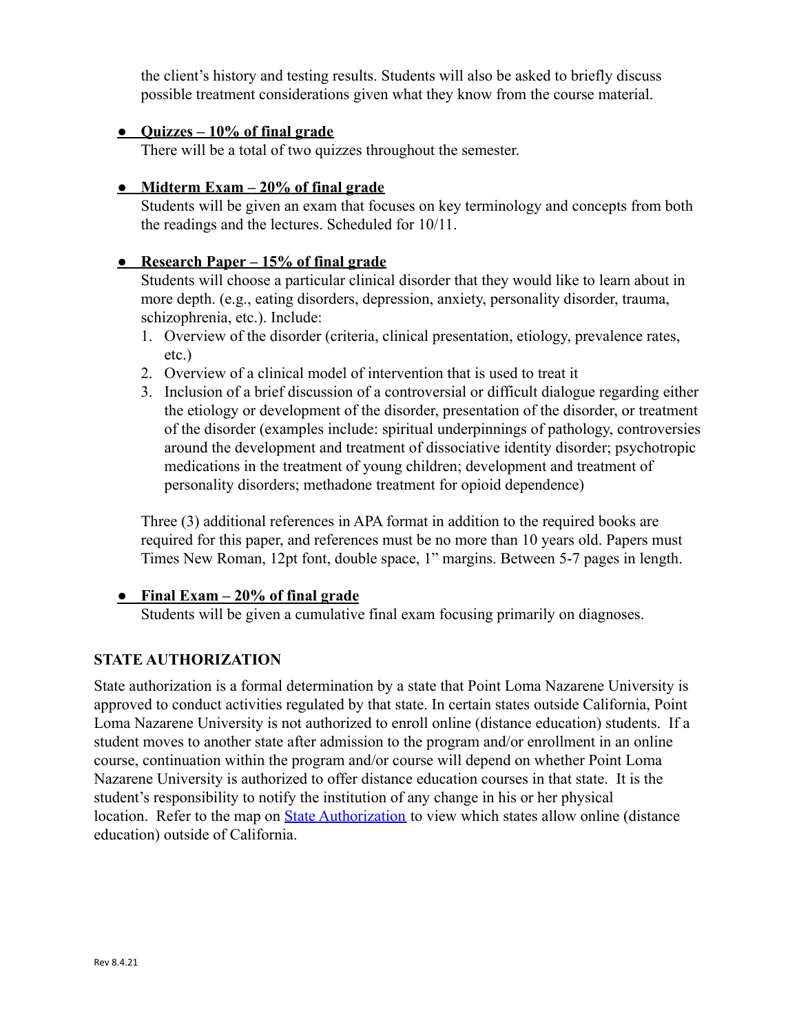the client's history and testing results. Students will also be asked to briefly discuss possible treatment considerations given what they know from the course material.

- **Quizzes – 10% of final grade**
  There will be a total of two quizzes throughout the semester.

- **Midterm Exam – 20% of final grade**
  Students will be given an exam that focuses on key terminology and concepts from both the readings and the lectures. Scheduled for 10/11.

- **Research Paper – 15% of final grade**
  Students will choose a particular clinical disorder that they would like to learn about in more depth. (e.g., eating disorders, depression, anxiety, personality disorder, trauma, schizophrenia, etc.). Include:
  1. Overview of the disorder (criteria, clinical presentation, etiology, prevalence rates, etc.)
  2. Overview of a clinical model of intervention that is used to treat it
  3. Inclusion of a brief discussion of a controversial or difficult dialogue regarding either the etiology or development of the disorder, presentation of the disorder, or treatment of the disorder (examples include: spiritual underpinnings of pathology, controversies around the development and treatment of dissociative identity disorder; psychotropic medications in the treatment of young children; development and treatment of personality disorders; methadone treatment for opioid dependence)

  Three (3) additional references in APA format in addition to the required books are required for this paper, and references must be no more than 10 years old. Papers must Times New Roman, 12pt font, double space, 1" margins. Between 5-7 pages in length.

- **Final Exam – 20% of final grade**
  Students will be given a cumulative final exam focusing primarily on diagnoses.

## STATE AUTHORIZATION

State authorization is a formal determination by a state that Point Loma Nazarene University is approved to conduct activities regulated by that state. In certain states outside California, Point Loma Nazarene University is not authorized to enroll online (distance education) students. If a student moves to another state after admission to the program and/or enrollment in an online course, continuation within the program and/or course will depend on whether Point Loma Nazarene University is authorized to offer distance education courses in that state. It is the student's responsibility to notify the institution of any change in his or her physical location. Refer to the map on State Authorization to view which states allow online (distance education) outside of California.

Rev 8.4.21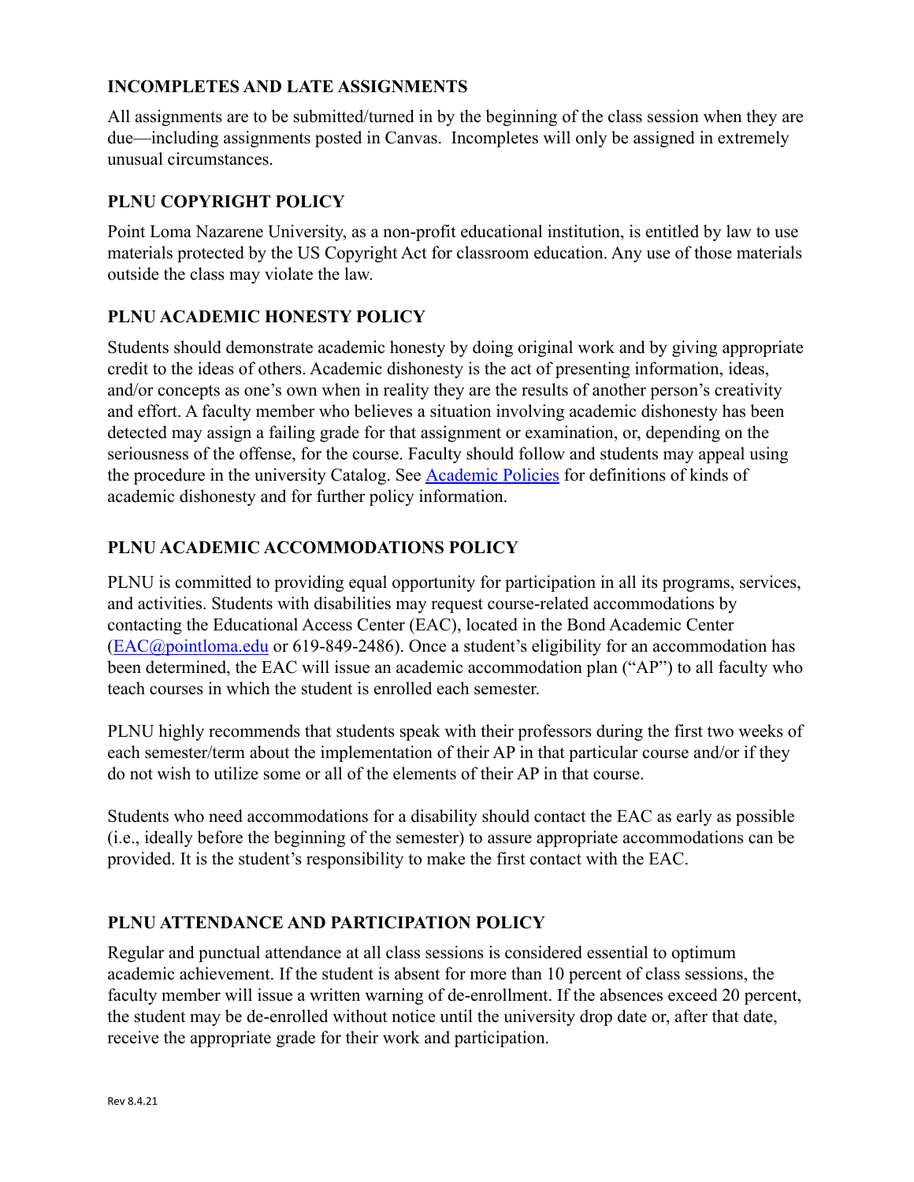## INCOMPLETES AND LATE ASSIGNMENTS

All assignments are to be submitted/turned in by the beginning of the class session when they are due—including assignments posted in Canvas. Incompletes will only be assigned in extremely unusual circumstances.

## PLNU COPYRIGHT POLICY

Point Loma Nazarene University, as a non-profit educational institution, is entitled by law to use materials protected by the US Copyright Act for classroom education. Any use of those materials outside the class may violate the law.

## PLNU ACADEMIC HONESTY POLICY

Students should demonstrate academic honesty by doing original work and by giving appropriate credit to the ideas of others. Academic dishonesty is the act of presenting information, ideas, and/or concepts as one's own when in reality they are the results of another person's creativity and effort. A faculty member who believes a situation involving academic dishonesty has been detected may assign a failing grade for that assignment or examination, or, depending on the seriousness of the offense, for the course. Faculty should follow and students may appeal using the procedure in the university Catalog. See Academic Policies for definitions of kinds of academic dishonesty and for further policy information.

## PLNU ACADEMIC ACCOMMODATIONS POLICY

PLNU is committed to providing equal opportunity for participation in all its programs, services, and activities. Students with disabilities may request course-related accommodations by contacting the Educational Access Center (EAC), located in the Bond Academic Center (EAC@pointloma.edu or 619-849-2486). Once a student's eligibility for an accommodation has been determined, the EAC will issue an academic accommodation plan ("AP") to all faculty who teach courses in which the student is enrolled each semester.

PLNU highly recommends that students speak with their professors during the first two weeks of each semester/term about the implementation of their AP in that particular course and/or if they do not wish to utilize some or all of the elements of their AP in that course.

Students who need accommodations for a disability should contact the EAC as early as possible (i.e., ideally before the beginning of the semester) to assure appropriate accommodations can be provided. It is the student's responsibility to make the first contact with the EAC.

## PLNU ATTENDANCE AND PARTICIPATION POLICY

Regular and punctual attendance at all class sessions is considered essential to optimum academic achievement. If the student is absent for more than 10 percent of class sessions, the faculty member will issue a written warning of de-enrollment. If the absences exceed 20 percent, the student may be de-enrolled without notice until the university drop date or, after that date, receive the appropriate grade for their work and participation.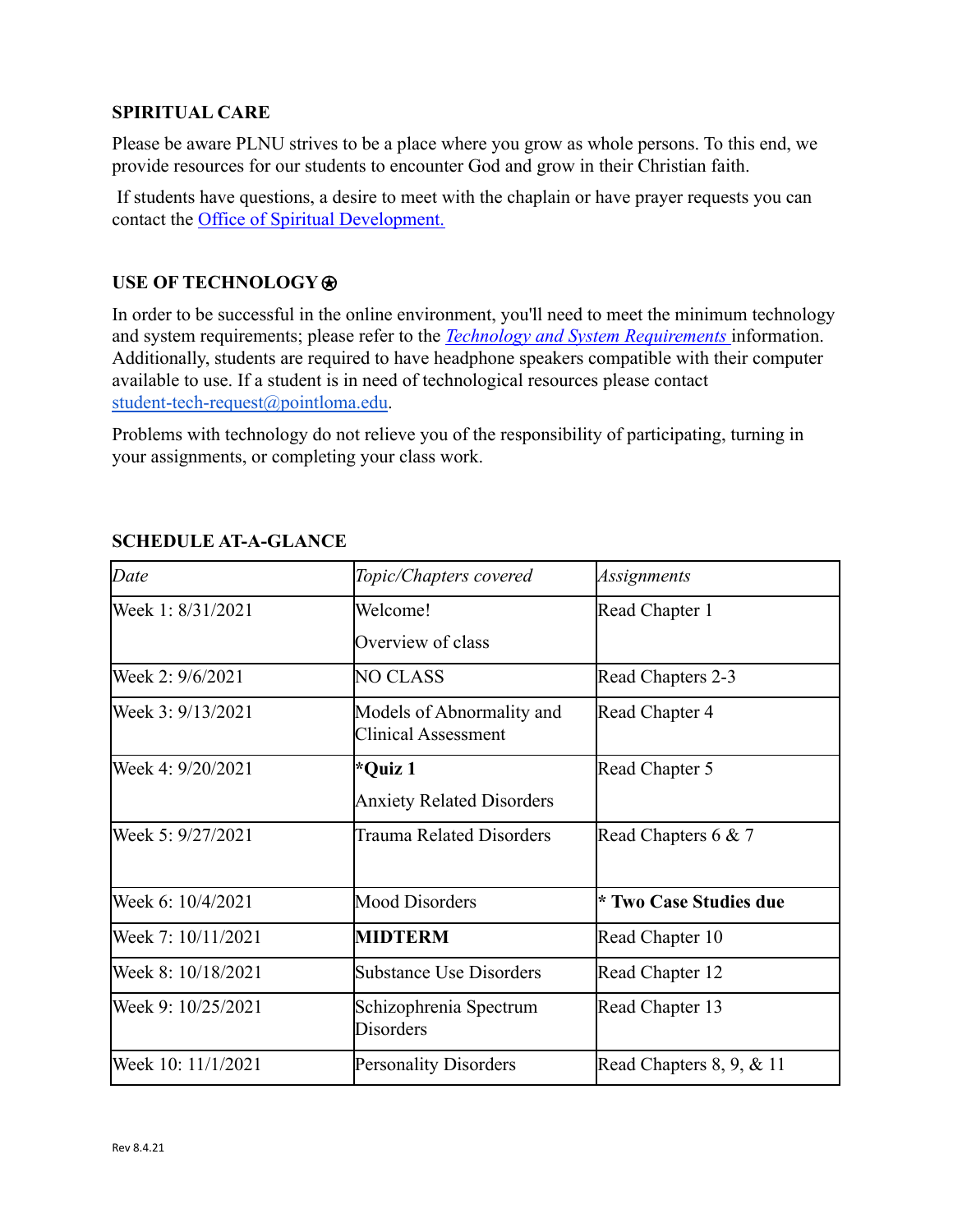## SPIRITUAL CARE

Please be aware PLNU strives to be a place where you grow as whole persons. To this end, we provide resources for our students to encounter God and grow in their Christian faith.

If students have questions, a desire to meet with the chaplain or have prayer requests you can contact the [Office of Spiritual Development.](#)

## USE OF TECHNOLOGY ⍟

In order to be successful in the online environment, you'll need to meet the minimum technology and system requirements; please refer to the [*Technology and System Requirements*](#) information. Additionally, students are required to have headphone speakers compatible with their computer available to use. If a student is in need of technological resources please contact [student-tech-request@pointloma.edu](mailto:student-tech-request@pointloma.edu).

Problems with technology do not relieve you of the responsibility of participating, turning in your assignments, or completing your class work.

## SCHEDULE AT-A-GLANCE

| *Date* | *Topic/Chapters covered* | *Assignments* |
| --- | --- | --- |
| Week 1: 8/31/2021 | Welcome!<br>Overview of class | Read Chapter 1 |
| Week 2: 9/6/2021 | NO CLASS | Read Chapters 2-3 |
| Week 3: 9/13/2021 | Models of Abnormality and Clinical Assessment | Read Chapter 4 |
| Week 4: 9/20/2021 | **\*Quiz 1**<br>Anxiety Related Disorders | Read Chapter 5 |
| Week 5: 9/27/2021 | Trauma Related Disorders | Read Chapters 6 & 7 |
| Week 6: 10/4/2021 | Mood Disorders | **\* Two Case Studies due** |
| Week 7: 10/11/2021 | **MIDTERM** | Read Chapter 10 |
| Week 8: 10/18/2021 | Substance Use Disorders | Read Chapter 12 |
| Week 9: 10/25/2021 | Schizophrenia Spectrum Disorders | Read Chapter 13 |
| Week 10: 11/1/2021 | Personality Disorders | Read Chapters 8, 9, & 11 |

Rev 8.4.21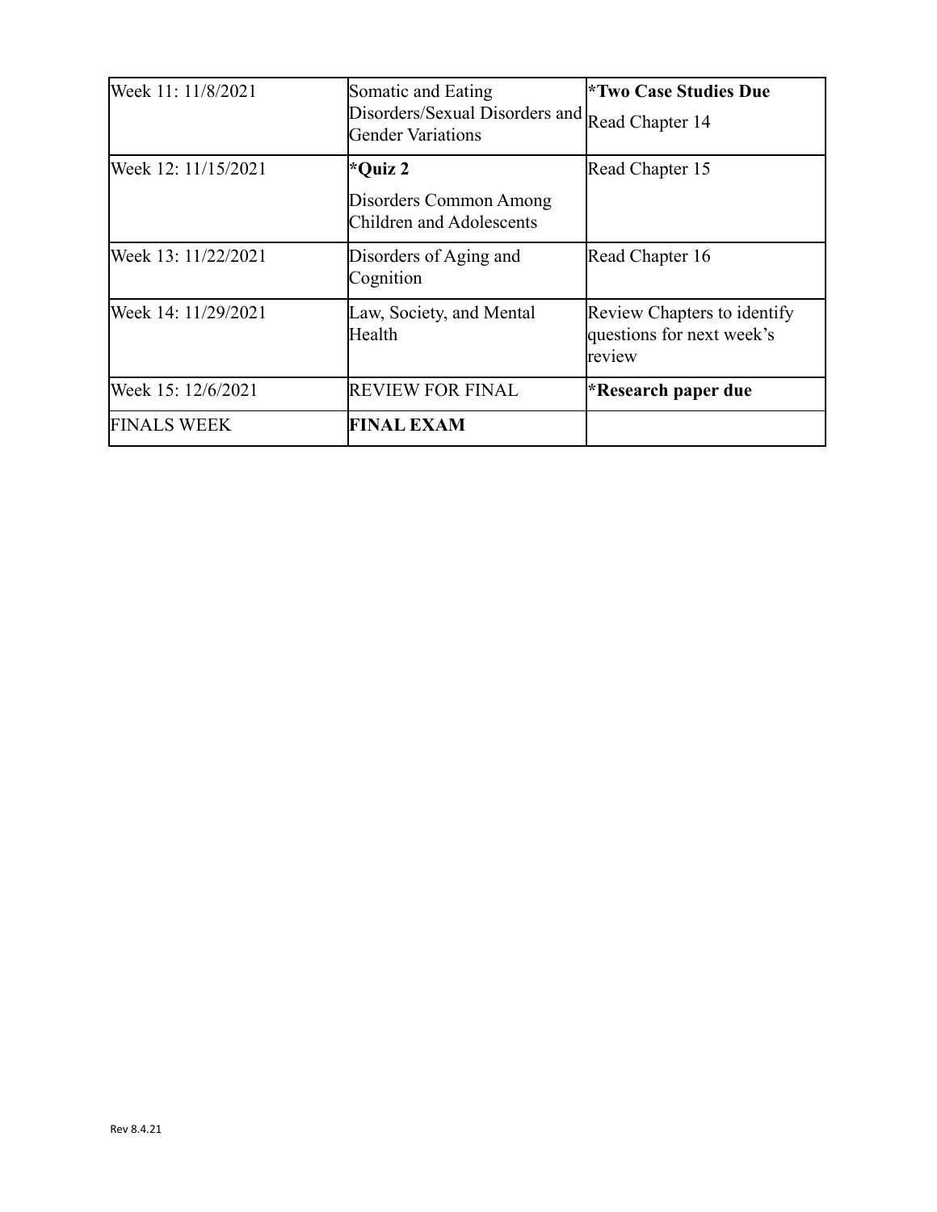| | | |
|---|---|---|
| Week 11: 11/8/2021 | Somatic and Eating Disorders/Sexual Disorders and Gender Variations | **\*Two Case Studies Due** Read Chapter 14 |
| Week 12: 11/15/2021 | **\*Quiz 2** Disorders Common Among Children and Adolescents | Read Chapter 15 |
| Week 13: 11/22/2021 | Disorders of Aging and Cognition | Read Chapter 16 |
| Week 14: 11/29/2021 | Law, Society, and Mental Health | Review Chapters to identify questions for next week's review |
| Week 15: 12/6/2021 | REVIEW FOR FINAL | **\*Research paper due** |
| FINALS WEEK | **FINAL EXAM** | |

Rev 8.4.21